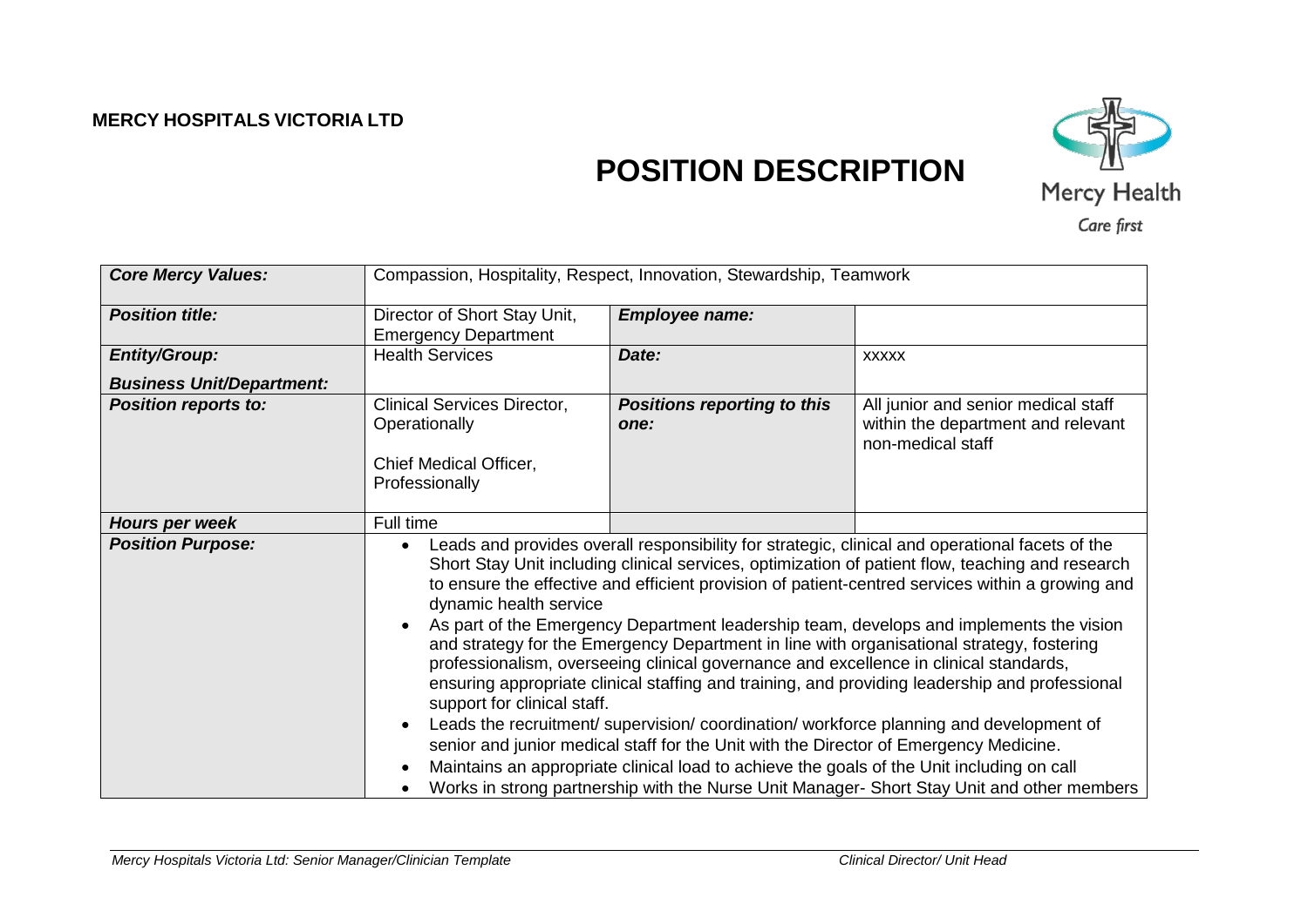**MERCY HOSPITALS VICTORIA LTD**

# POSITION DESCRIPTION

Mercy Health

*Care first*

| *Core Mercy Values:* | Compassion, Hospitality, Respect, Innovation, Stewardship, Teamwork | | |
|---|---|---|---|
| ***Position title:*** | Director of Short Stay Unit, Emergency Department | ***Employee name:*** | |
| ***Entity/Group:*** <br> ***Business Unit/Department:*** | Health Services | ***Date:*** | xxxxx |
| ***Position reports to:*** | Clinical Services Director, Operationally <br><br> Chief Medical Officer, Professionally | ***Positions reporting to this one:*** | All junior and senior medical staff within the department and relevant non-medical staff |
| ***Hours per week*** | Full time | | |
| ***Position Purpose:*** | • Leads and provides overall responsibility for strategic, clinical and operational facets of the Short Stay Unit including clinical services, optimization of patient flow, teaching and research to ensure the effective and efficient provision of patient-centred services within a growing and dynamic health service <br> • As part of the Emergency Department leadership team, develops and implements the vision and strategy for the Emergency Department in line with organisational strategy, fostering professionalism, overseeing clinical governance and excellence in clinical standards, ensuring appropriate clinical staffing and training, and providing leadership and professional support for clinical staff. <br> • Leads the recruitment/ supervision/ coordination/ workforce planning and development of senior and junior medical staff for the Unit with the Director of Emergency Medicine. <br> • Maintains an appropriate clinical load to achieve the goals of the Unit including on call <br> • Works in strong partnership with the Nurse Unit Manager- Short Stay Unit and other members | | |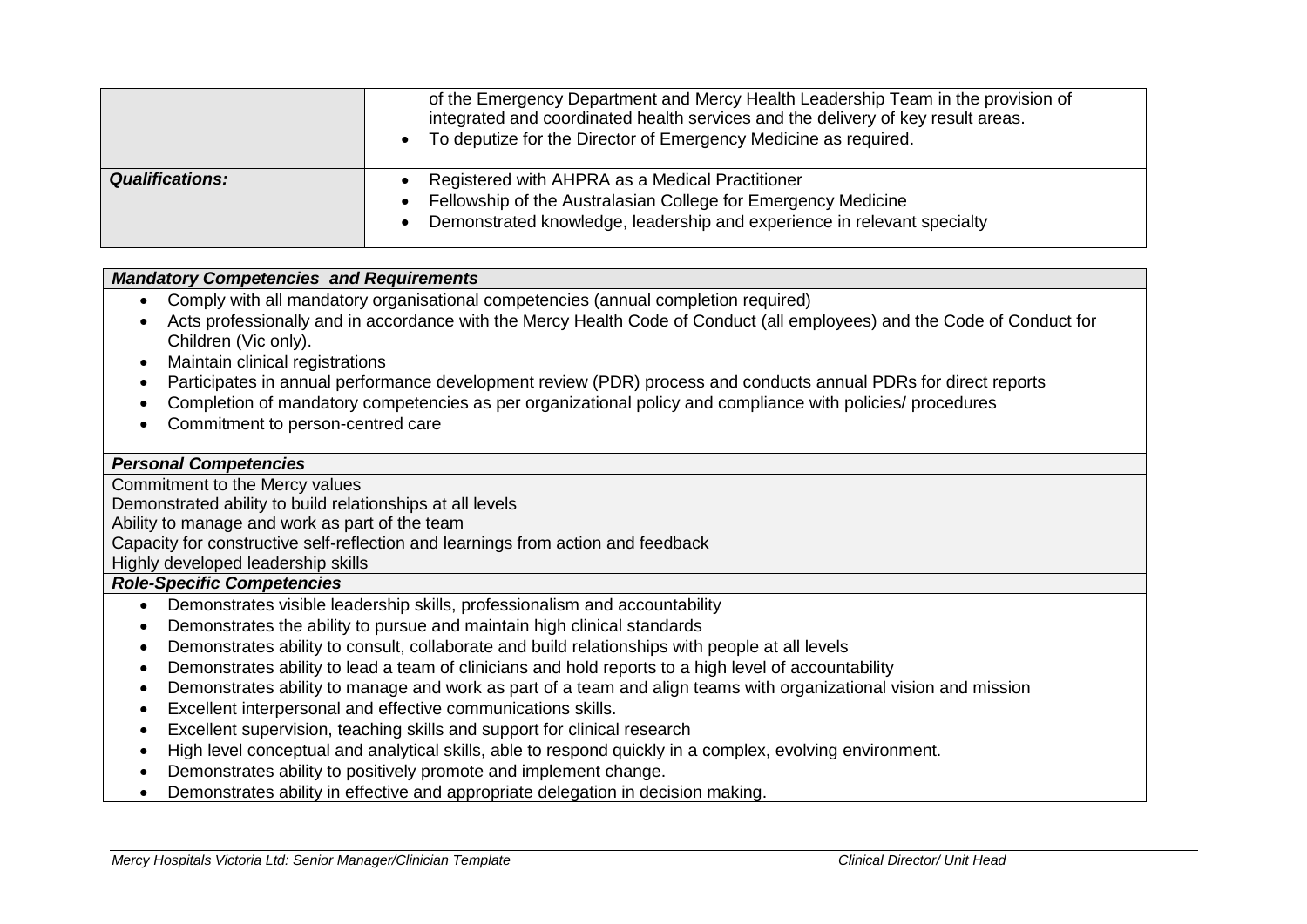| | |
|---|---|
| | of the Emergency Department and Mercy Health Leadership Team in the provision of integrated and coordinated health services and the delivery of key result areas.<br>• To deputize for the Director of Emergency Medicine as required. |
| ***Qualifications:*** | • Registered with AHPRA as a Medical Practitioner<br>• Fellowship of the Australasian College for Emergency Medicine<br>• Demonstrated knowledge, leadership and experience in relevant specialty |

***Mandatory Competencies and Requirements***

- Comply with all mandatory organisational competencies (annual completion required)
- Acts professionally and in accordance with the Mercy Health Code of Conduct (all employees) and the Code of Conduct for Children (Vic only).
- Maintain clinical registrations
- Participates in annual performance development review (PDR) process and conducts annual PDRs for direct reports
- Completion of mandatory competencies as per organizational policy and compliance with policies/ procedures
- Commitment to person-centred care

***Personal Competencies***

Commitment to the Mercy values
Demonstrated ability to build relationships at all levels
Ability to manage and work as part of the team
Capacity for constructive self-reflection and learnings from action and feedback
Highly developed leadership skills

***Role-Specific Competencies***

- Demonstrates visible leadership skills, professionalism and accountability
- Demonstrates the ability to pursue and maintain high clinical standards
- Demonstrates ability to consult, collaborate and build relationships with people at all levels
- Demonstrates ability to lead a team of clinicians and hold reports to a high level of accountability
- Demonstrates ability to manage and work as part of a team and align teams with organizational vision and mission
- Excellent interpersonal and effective communications skills.
- Excellent supervision, teaching skills and support for clinical research
- High level conceptual and analytical skills, able to respond quickly in a complex, evolving environment.
- Demonstrates ability to positively promote and implement change.
- Demonstrates ability in effective and appropriate delegation in decision making.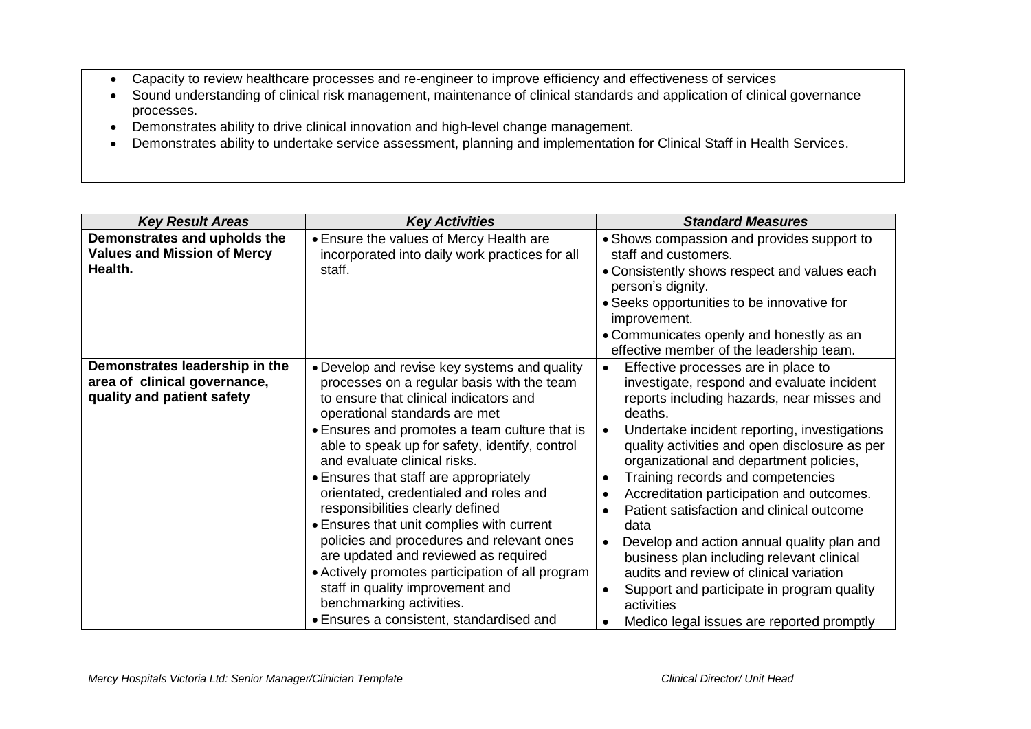- Capacity to review healthcare processes and re-engineer to improve efficiency and effectiveness of services
- Sound understanding of clinical risk management, maintenance of clinical standards and application of clinical governance processes.
- Demonstrates ability to drive clinical innovation and high-level change management.
- Demonstrates ability to undertake service assessment, planning and implementation for Clinical Staff in Health Services.

| ***Key Result Areas*** | ***Key Activities*** | ***Standard Measures*** |
|---|---|---|
| **Demonstrates and upholds the Values and Mission of Mercy Health.** | • Ensure the values of Mercy Health are incorporated into daily work practices for all staff. | • Shows compassion and provides support to staff and customers.<br>• Consistently shows respect and values each person's dignity.<br>• Seeks opportunities to be innovative for improvement.<br>• Communicates openly and honestly as an effective member of the leadership team. |
| **Demonstrates leadership in the area of clinical governance, quality and patient safety** | • Develop and revise key systems and quality processes on a regular basis with the team to ensure that clinical indicators and operational standards are met<br>• Ensures and promotes a team culture that is able to speak up for safety, identify, control and evaluate clinical risks.<br>• Ensures that staff are appropriately orientated, credentialed and roles and responsibilities clearly defined<br>• Ensures that unit complies with current policies and procedures and relevant ones are updated and reviewed as required<br>• Actively promotes participation of all program staff in quality improvement and benchmarking activities.<br>• Ensures a consistent, standardised and | • Effective processes are in place to investigate, respond and evaluate incident reports including hazards, near misses and deaths.<br>• Undertake incident reporting, investigations quality activities and open disclosure as per organizational and department policies,<br>• Training records and competencies<br>• Accreditation participation and outcomes.<br>• Patient satisfaction and clinical outcome data<br>• Develop and action annual quality plan and business plan including relevant clinical audits and review of clinical variation<br>• Support and participate in program quality activities<br>• Medico legal issues are reported promptly |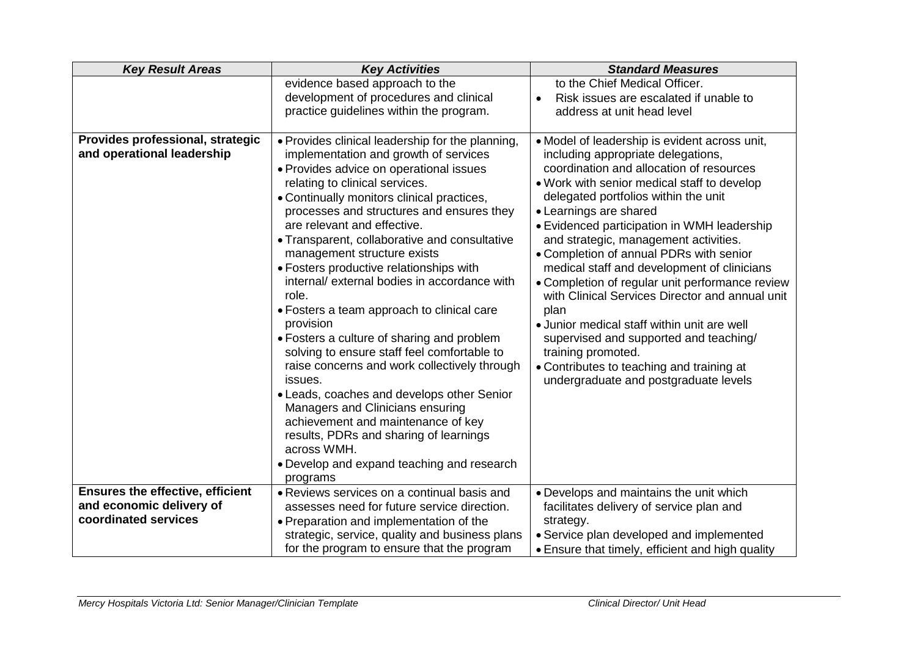| *Key Result Areas* | *Key Activities* | *Standard Measures* |
|---|---|---|
| | evidence based approach to the development of procedures and clinical practice guidelines within the program. | to the Chief Medical Officer.<br>• Risk issues are escalated if unable to address at unit head level |
| **Provides professional, strategic and operational leadership** | • Provides clinical leadership for the planning, implementation and growth of services<br>• Provides advice on operational issues relating to clinical services.<br>• Continually monitors clinical practices, processes and structures and ensures they are relevant and effective.<br>• Transparent, collaborative and consultative management structure exists<br>• Fosters productive relationships with internal/ external bodies in accordance with role.<br>• Fosters a team approach to clinical care provision<br>• Fosters a culture of sharing and problem solving to ensure staff feel comfortable to raise concerns and work collectively through issues.<br>• Leads, coaches and develops other Senior Managers and Clinicians ensuring achievement and maintenance of key results, PDRs and sharing of learnings across WMH.<br>• Develop and expand teaching and research programs | • Model of leadership is evident across unit, including appropriate delegations, coordination and allocation of resources<br>• Work with senior medical staff to develop delegated portfolios within the unit<br>• Learnings are shared<br>• Evidenced participation in WMH leadership and strategic, management activities.<br>• Completion of annual PDRs with senior medical staff and development of clinicians<br>• Completion of regular unit performance review with Clinical Services Director and annual unit plan<br>• Junior medical staff within unit are well supervised and supported and teaching/ training promoted.<br>• Contributes to teaching and training at undergraduate and postgraduate levels |
| **Ensures the effective, efficient and economic delivery of coordinated services** | • Reviews services on a continual basis and assesses need for future service direction.<br>• Preparation and implementation of the strategic, service, quality and business plans for the program to ensure that the program | • Develops and maintains the unit which facilitates delivery of service plan and strategy.<br>• Service plan developed and implemented<br>• Ensure that timely, efficient and high quality |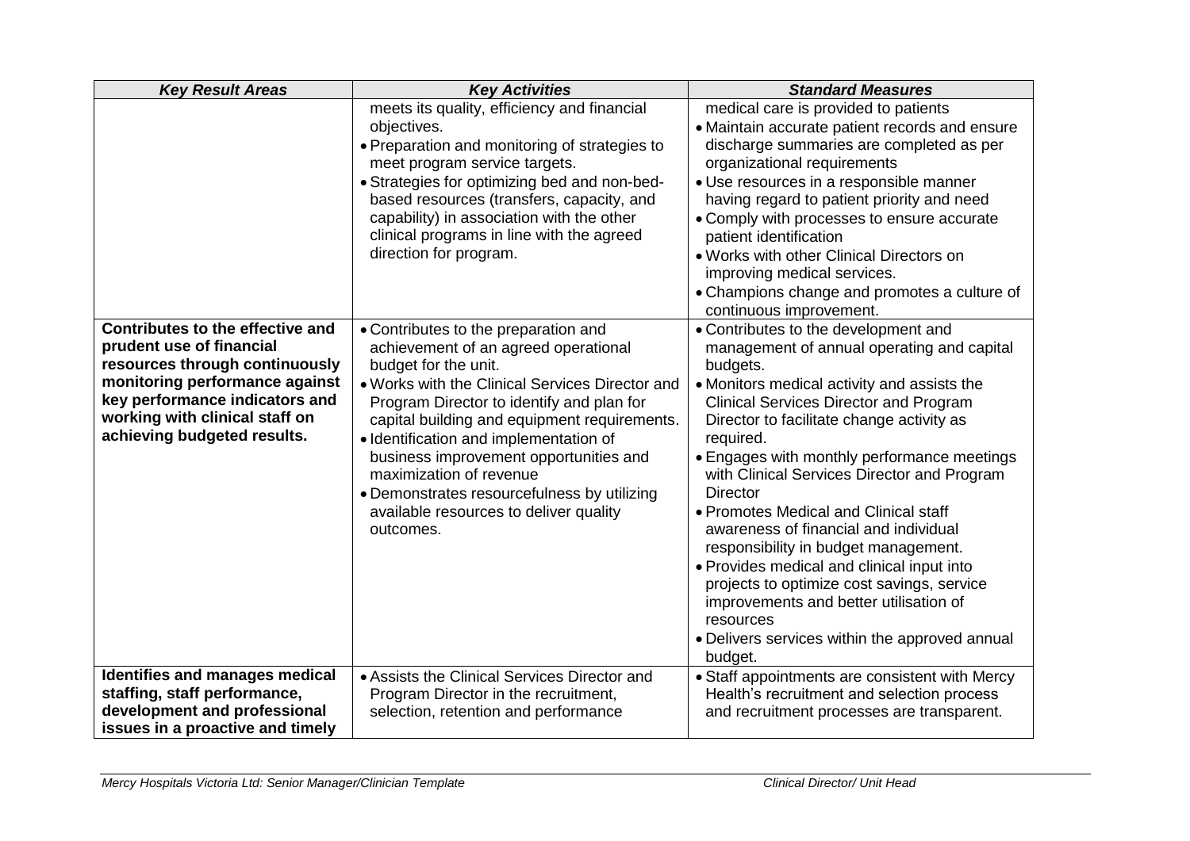| *Key Result Areas* | *Key Activities* | *Standard Measures* |
|---|---|---|
| | meets its quality, efficiency and financial objectives.<br>• Preparation and monitoring of strategies to meet program service targets.<br>• Strategies for optimizing bed and non-bed-based resources (transfers, capacity, and capability) in association with the other clinical programs in line with the agreed direction for program. | medical care is provided to patients<br>• Maintain accurate patient records and ensure discharge summaries are completed as per organizational requirements<br>• Use resources in a responsible manner having regard to patient priority and need<br>• Comply with processes to ensure accurate patient identification<br>• Works with other Clinical Directors on improving medical services.<br>• Champions change and promotes a culture of continuous improvement. |
| **Contributes to the effective and prudent use of financial resources through continuously monitoring performance against key performance indicators and working with clinical staff on achieving budgeted results.** | • Contributes to the preparation and achievement of an agreed operational budget for the unit.<br>• Works with the Clinical Services Director and Program Director to identify and plan for capital building and equipment requirements.<br>• Identification and implementation of business improvement opportunities and maximization of revenue<br>• Demonstrates resourcefulness by utilizing available resources to deliver quality outcomes. | • Contributes to the development and management of annual operating and capital budgets.<br>• Monitors medical activity and assists the Clinical Services Director and Program Director to facilitate change activity as required.<br>• Engages with monthly performance meetings with Clinical Services Director and Program Director<br>• Promotes Medical and Clinical staff awareness of financial and individual responsibility in budget management.<br>• Provides medical and clinical input into projects to optimize cost savings, service improvements and better utilisation of resources<br>• Delivers services within the approved annual budget. |
| **Identifies and manages medical staffing, staff performance, development and professional issues in a proactive and timely** | • Assists the Clinical Services Director and Program Director in the recruitment, selection, retention and performance | • Staff appointments are consistent with Mercy Health's recruitment and selection process and recruitment processes are transparent. |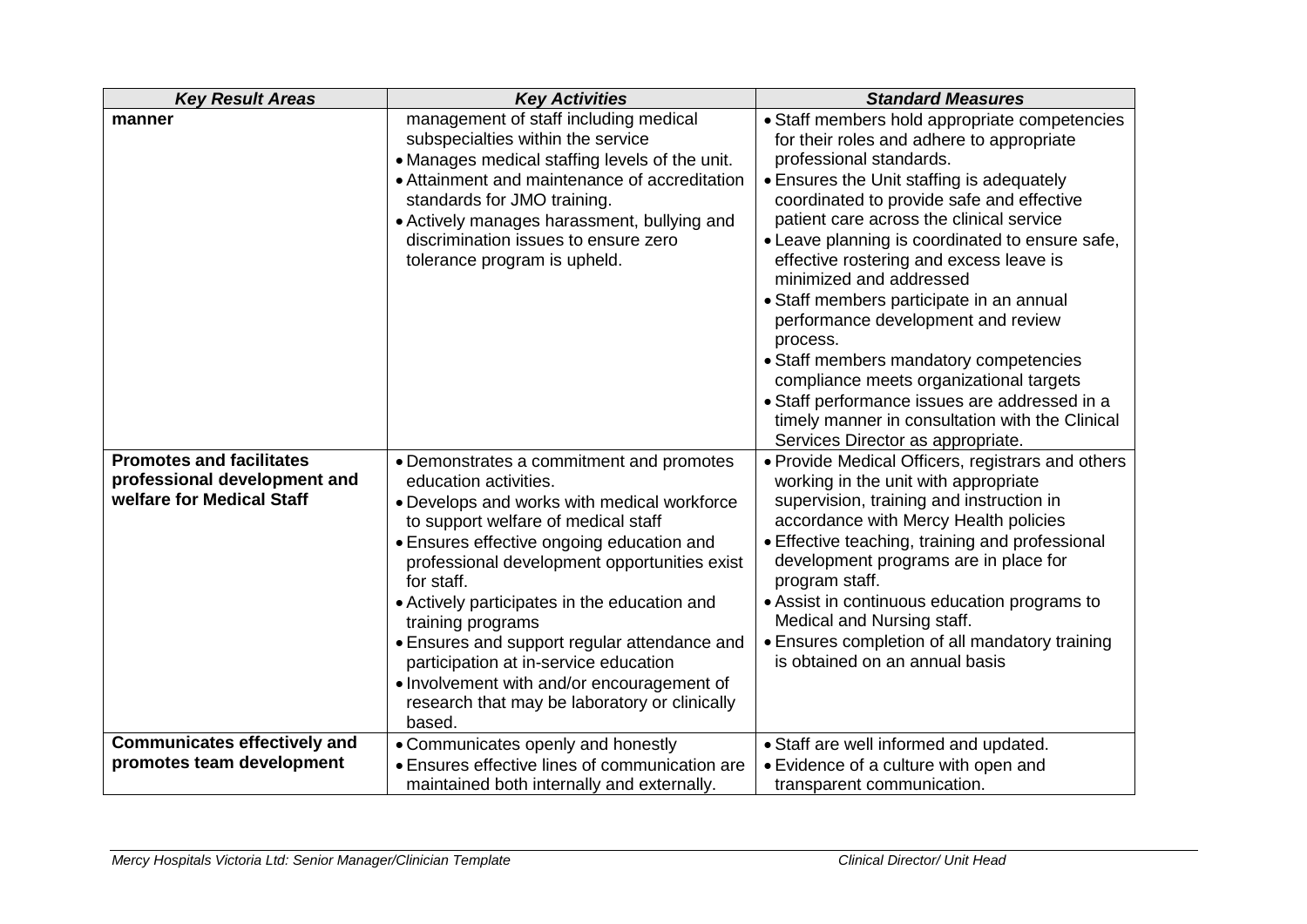| *Key Result Areas* | *Key Activities* | *Standard Measures* |
|---|---|---|
| **manner** | management of staff including medical subspecialties within the service<br>• Manages medical staffing levels of the unit.<br>• Attainment and maintenance of accreditation standards for JMO training.<br>• Actively manages harassment, bullying and discrimination issues to ensure zero tolerance program is upheld. | • Staff members hold appropriate competencies for their roles and adhere to appropriate professional standards.<br>• Ensures the Unit staffing is adequately coordinated to provide safe and effective patient care across the clinical service<br>• Leave planning is coordinated to ensure safe, effective rostering and excess leave is minimized and addressed<br>• Staff members participate in an annual performance development and review process.<br>• Staff members mandatory competencies compliance meets organizational targets<br>• Staff performance issues are addressed in a timely manner in consultation with the Clinical Services Director as appropriate. |
| **Promotes and facilitates professional development and welfare for Medical Staff** | • Demonstrates a commitment and promotes education activities.<br>• Develops and works with medical workforce to support welfare of medical staff<br>• Ensures effective ongoing education and professional development opportunities exist for staff.<br>• Actively participates in the education and training programs<br>• Ensures and support regular attendance and participation at in-service education<br>• Involvement with and/or encouragement of research that may be laboratory or clinically based. | • Provide Medical Officers, registrars and others working in the unit with appropriate supervision, training and instruction in accordance with Mercy Health policies<br>• Effective teaching, training and professional development programs are in place for program staff.<br>• Assist in continuous education programs to Medical and Nursing staff.<br>• Ensures completion of all mandatory training is obtained on an annual basis |
| **Communicates effectively and promotes team development** | • Communicates openly and honestly<br>• Ensures effective lines of communication are maintained both internally and externally. | • Staff are well informed and updated.<br>• Evidence of a culture with open and transparent communication. |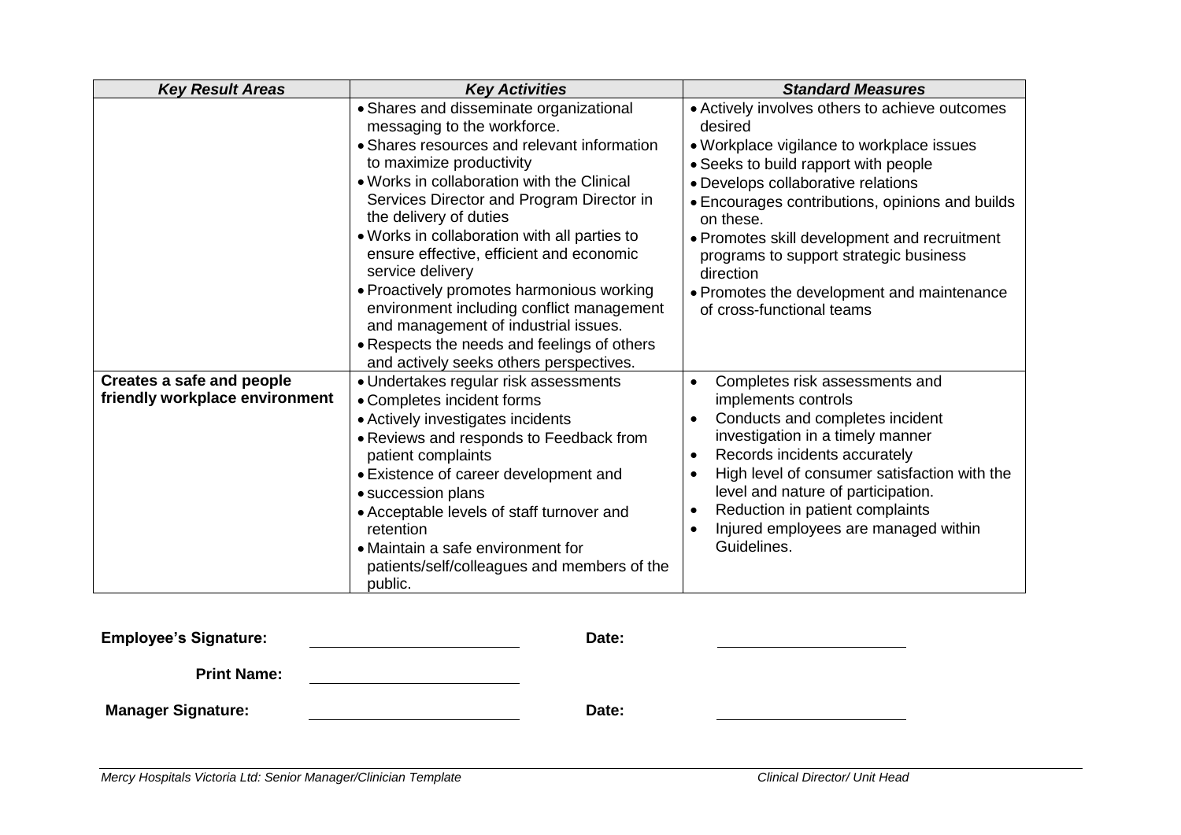| *Key Result Areas* | *Key Activities* | *Standard Measures* |
|---|---|---|
| | • Shares and disseminate organizational messaging to the workforce.<br>• Shares resources and relevant information to maximize productivity<br>• Works in collaboration with the Clinical Services Director and Program Director in the delivery of duties<br>• Works in collaboration with all parties to ensure effective, efficient and economic service delivery<br>• Proactively promotes harmonious working environment including conflict management and management of industrial issues.<br>• Respects the needs and feelings of others and actively seeks others perspectives. | • Actively involves others to achieve outcomes desired<br>• Workplace vigilance to workplace issues<br>• Seeks to build rapport with people<br>• Develops collaborative relations<br>• Encourages contributions, opinions and builds on these.<br>• Promotes skill development and recruitment programs to support strategic business direction<br>• Promotes the development and maintenance of cross-functional teams |
| **Creates a safe and people friendly workplace environment** | • Undertakes regular risk assessments<br>• Completes incident forms<br>• Actively investigates incidents<br>• Reviews and responds to Feedback from patient complaints<br>• Existence of career development and<br>• succession plans<br>• Acceptable levels of staff turnover and retention<br>• Maintain a safe environment for patients/self/colleagues and members of the public. | • Completes risk assessments and implements controls<br>• Conducts and completes incident investigation in a timely manner<br>• Records incidents accurately<br>• High level of consumer satisfaction with the level and nature of participation.<br>• Reduction in patient complaints<br>• Injured employees are managed within Guidelines. |

**Employee's Signature:** ______________________ **Date:** ______________________

**Print Name:** ______________________

**Manager Signature:** ______________________ **Date:** ______________________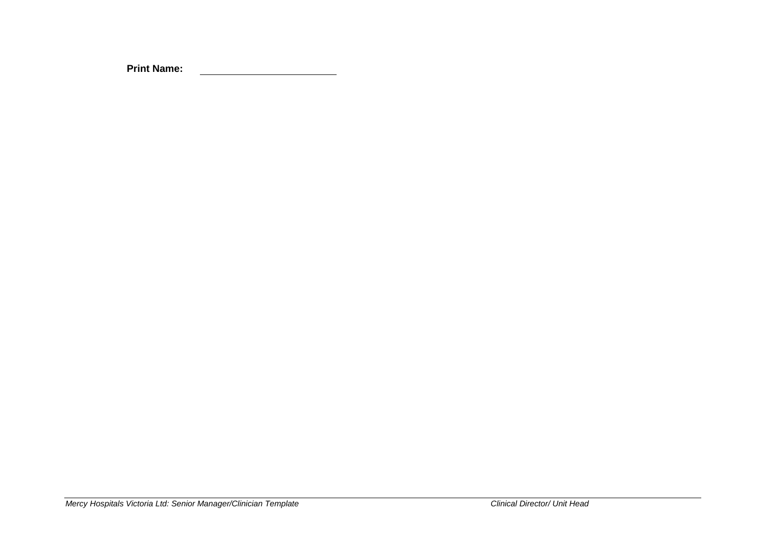**Print Name:** \_\_\_\_\_\_\_\_\_\_\_\_\_\_\_\_\_\_\_\_\_\_\_\_\_\_